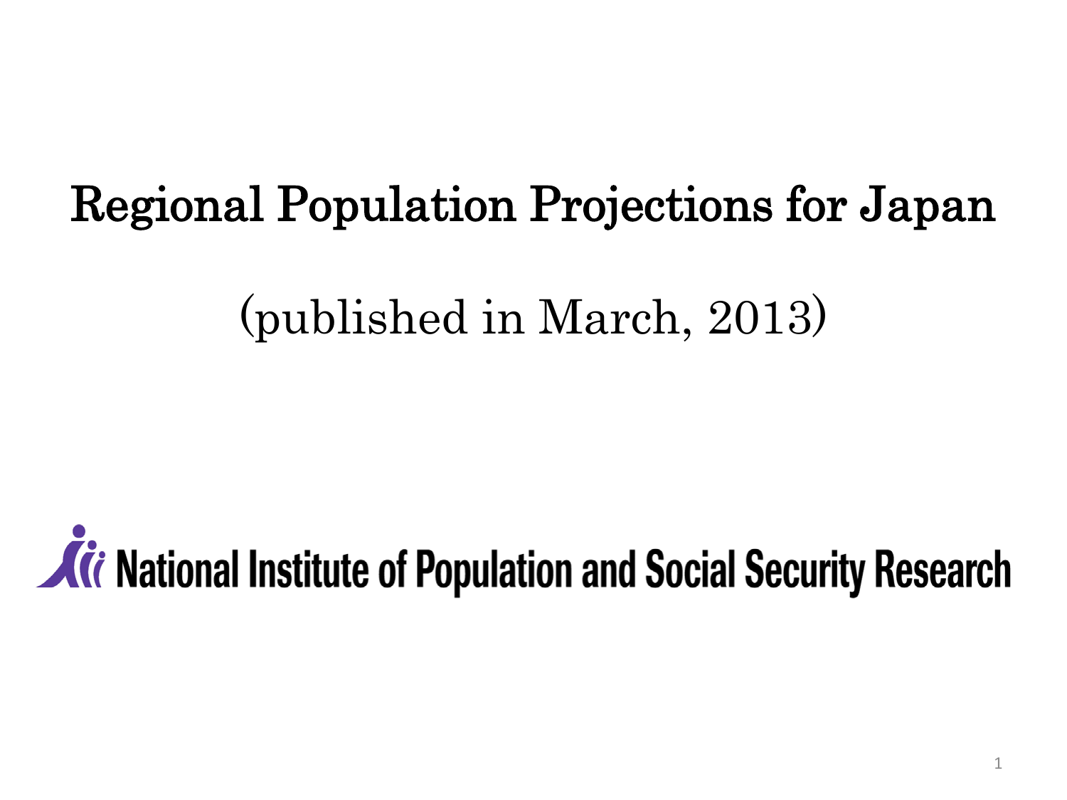# Regional Population Projections for Japan

(published in March, 2013)

National Institute of Population and Social Security Research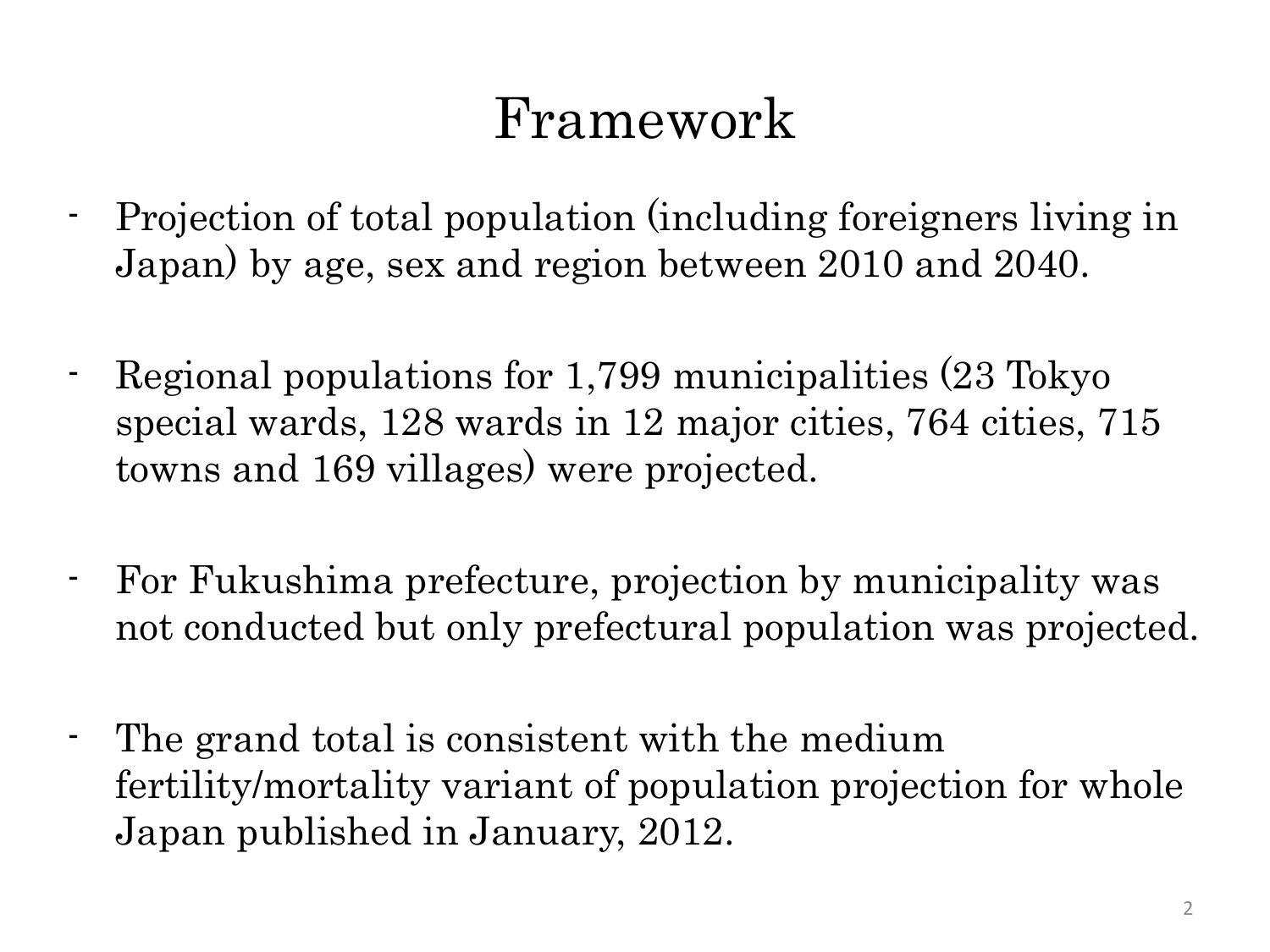# Framework

- Projection of total population (including foreigners living in Japan) by age, sex and region between 2010 and 2040.

- Regional populations for 1,799 municipalities (23 Tokyo special wards, 128 wards in 12 major cities, 764 cities, 715 towns and 169 villages) were projected.

- For Fukushima prefecture, projection by municipality was not conducted but only prefectural population was projected.

- The grand total is consistent with the medium fertility/mortality variant of population projection for whole Japan published in January, 2012.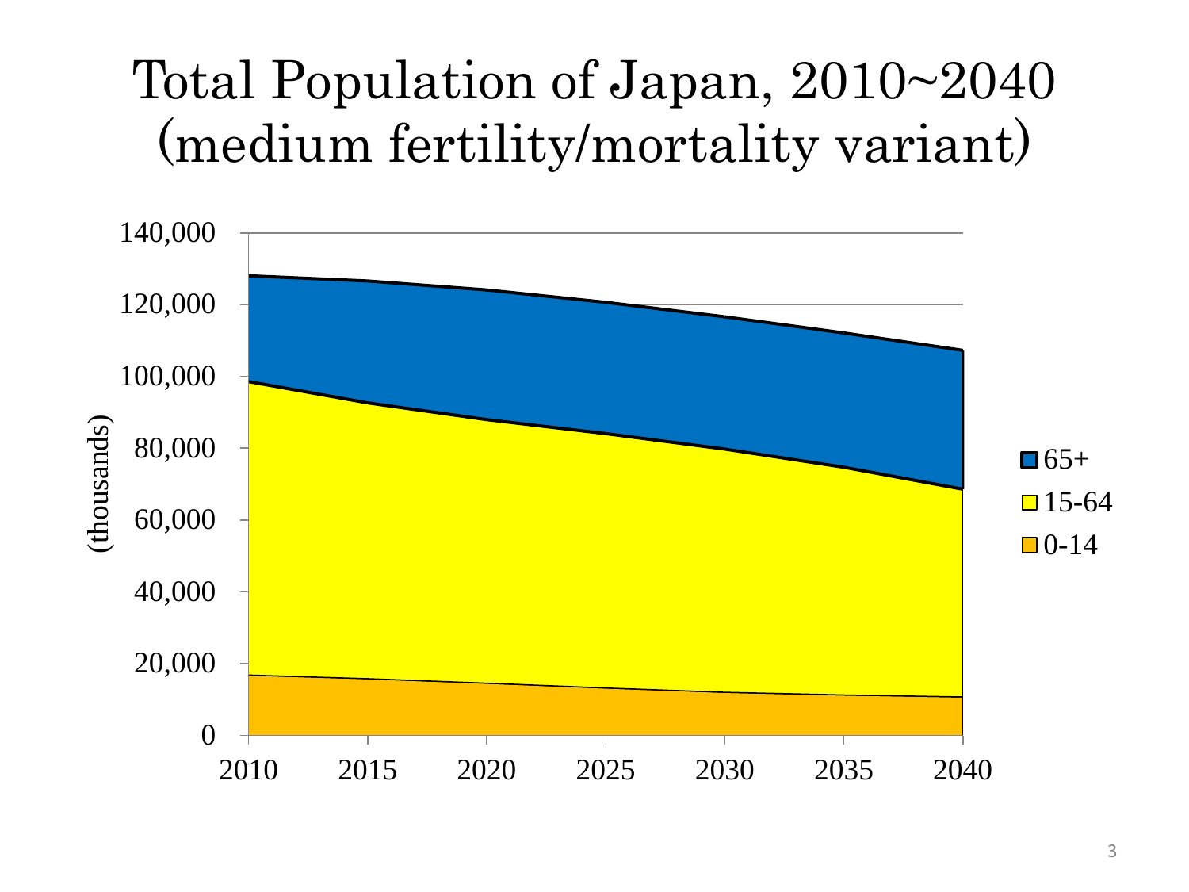# Total Population of Japan, 2010~2040 (medium fertility/mortality variant)

(thousands)

140,000
120,000
100,000
80,000
60,000
40,000
20,000
0

2010 2015 2020 2025 2030 2035 2040

- 65+
- 15-64
- 0-14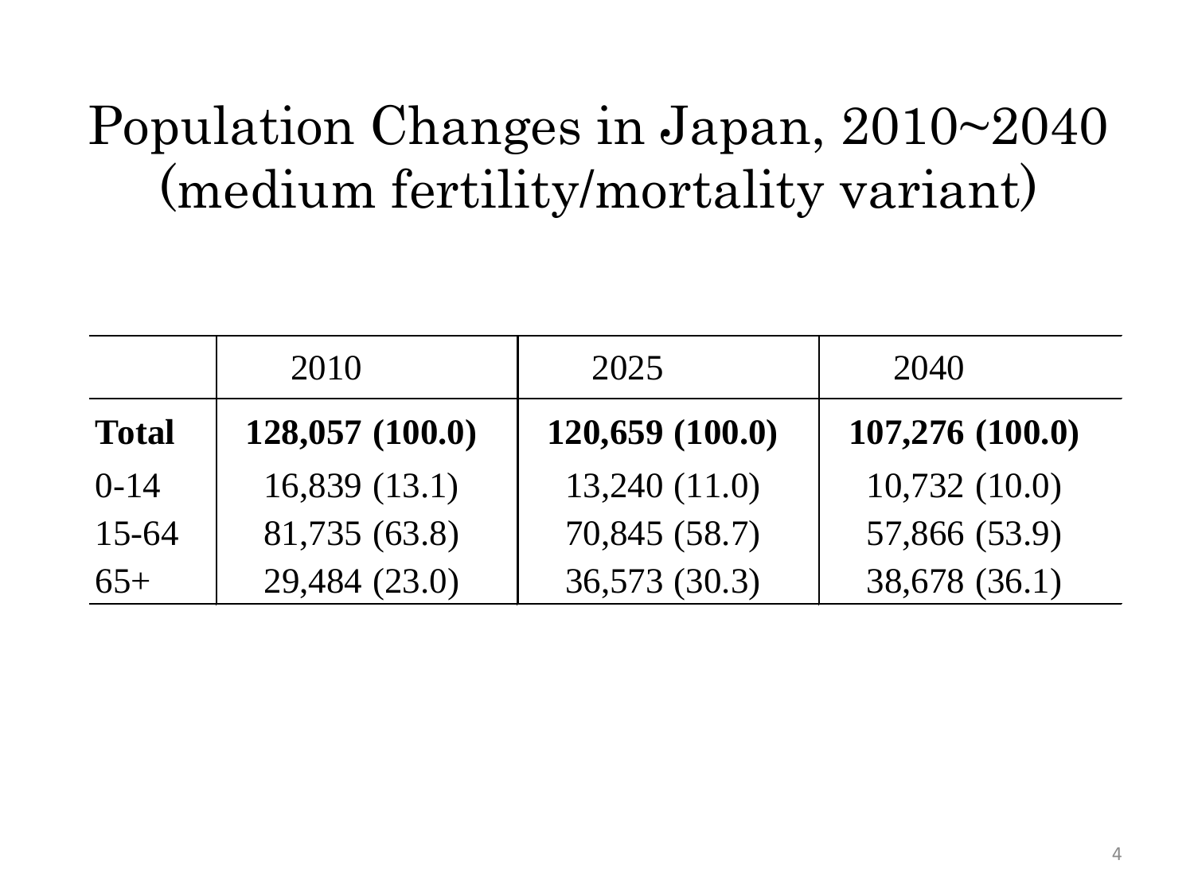# Population Changes in Japan, 2010~2040 (medium fertility/mortality variant)

| | 2010 | 2025 | 2040 |
|---|---|---|---|
| **Total** | **128,057 (100.0)** | **120,659 (100.0)** | **107,276 (100.0)** |
| 0-14 | 16,839 (13.1) | 13,240 (11.0) | 10,732 (10.0) |
| 15-64 | 81,735 (63.8) | 70,845 (58.7) | 57,866 (53.9) |
| 65+ | 29,484 (23.0) | 36,573 (30.3) | 38,678 (36.1) |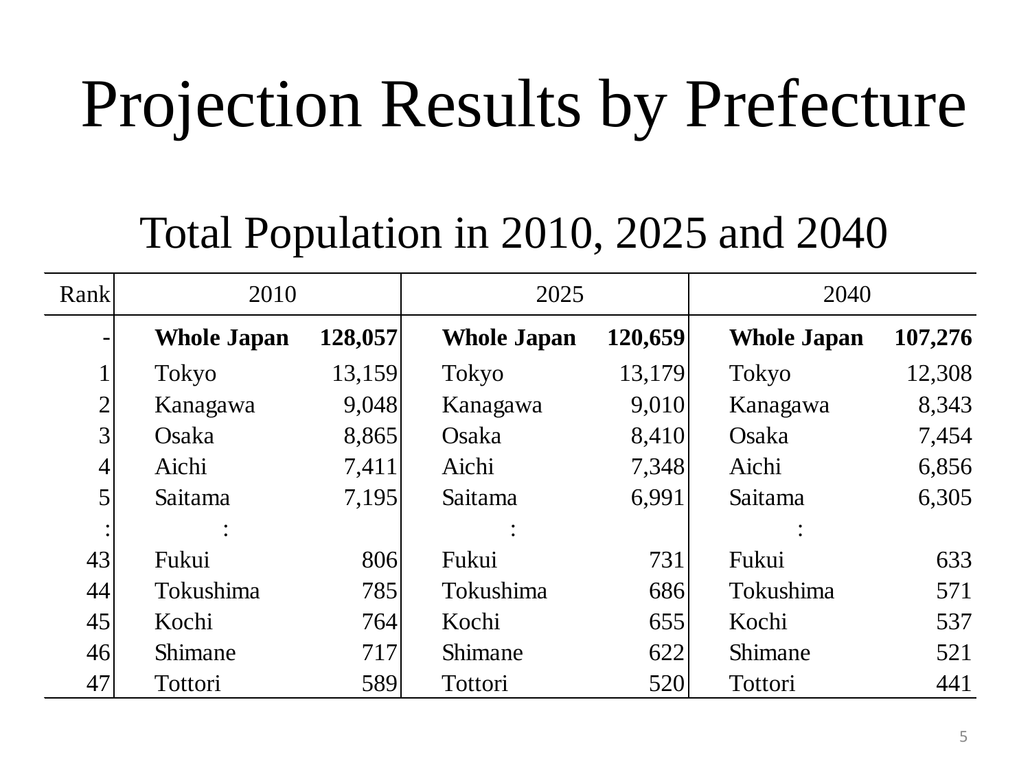# Projection Results by Prefecture

## Total Population in 2010, 2025 and 2040

| Rank | 2010 | | 2025 | | 2040 | |
|---|---|---|---|---|---|---|
| - | **Whole Japan** | **128,057** | **Whole Japan** | **120,659** | **Whole Japan** | **107,276** |
| 1 | Tokyo | 13,159 | Tokyo | 13,179 | Tokyo | 12,308 |
| 2 | Kanagawa | 9,048 | Kanagawa | 9,010 | Kanagawa | 8,343 |
| 3 | Osaka | 8,865 | Osaka | 8,410 | Osaka | 7,454 |
| 4 | Aichi | 7,411 | Aichi | 7,348 | Aichi | 6,856 |
| 5 | Saitama | 7,195 | Saitama | 6,991 | Saitama | 6,305 |
| : | : | | : | | : | |
| 43 | Fukui | 806 | Fukui | 731 | Fukui | 633 |
| 44 | Tokushima | 785 | Tokushima | 686 | Tokushima | 571 |
| 45 | Kochi | 764 | Kochi | 655 | Kochi | 537 |
| 46 | Shimane | 717 | Shimane | 622 | Shimane | 521 |
| 47 | Tottori | 589 | Tottori | 520 | Tottori | 441 |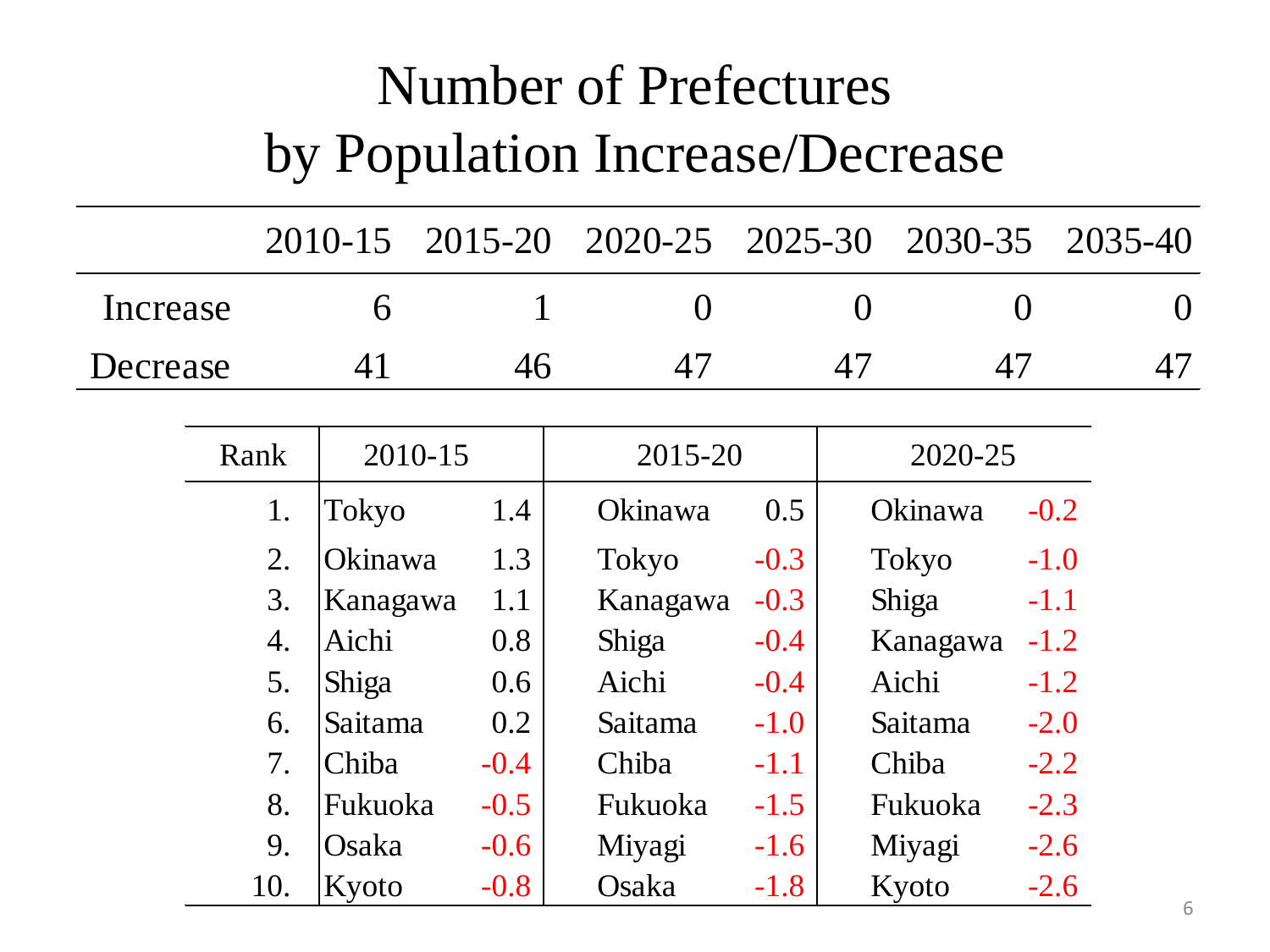# Number of Prefectures by Population Increase/Decrease

| | 2010-15 | 2015-20 | 2020-25 | 2025-30 | 2030-35 | 2035-40 |
|---|---|---|---|---|---|---|
| Increase | 6 | 1 | 0 | 0 | 0 | 0 |
| Decrease | 41 | 46 | 47 | 47 | 47 | 47 |

| Rank | 2010-15 | | 2015-20 | | 2020-25 | |
|---|---|---|---|---|---|---|
| 1. | Tokyo | 1.4 | Okinawa | 0.5 | Okinawa | -0.2 |
| 2. | Okinawa | 1.3 | Tokyo | -0.3 | Tokyo | -1.0 |
| 3. | Kanagawa | 1.1 | Kanagawa | -0.3 | Shiga | -1.1 |
| 4. | Aichi | 0.8 | Shiga | -0.4 | Kanagawa | -1.2 |
| 5. | Shiga | 0.6 | Aichi | -0.4 | Aichi | -1.2 |
| 6. | Saitama | 0.2 | Saitama | -1.0 | Saitama | -2.0 |
| 7. | Chiba | -0.4 | Chiba | -1.1 | Chiba | -2.2 |
| 8. | Fukuoka | -0.5 | Fukuoka | -1.5 | Fukuoka | -2.3 |
| 9. | Osaka | -0.6 | Miyagi | -1.6 | Miyagi | -2.6 |
| 10. | Kyoto | -0.8 | Osaka | -1.8 | Kyoto | -2.6 |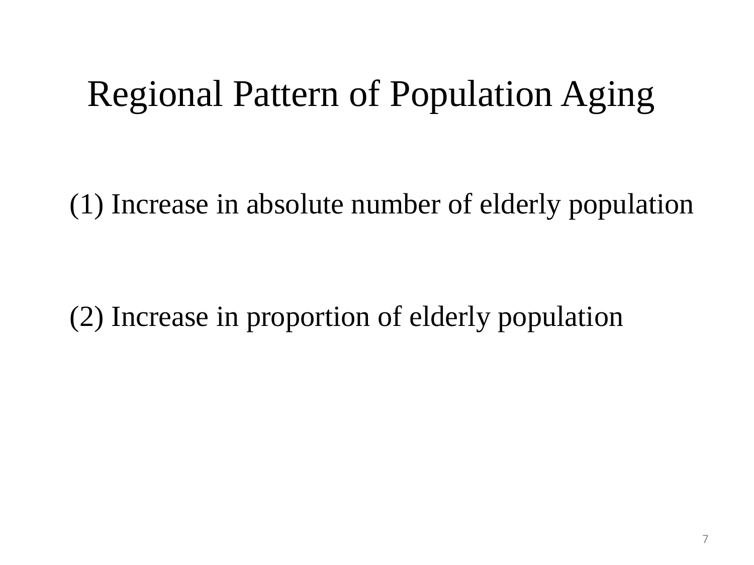# Regional Pattern of Population Aging

(1) Increase in absolute number of elderly population

(2) Increase in proportion of elderly population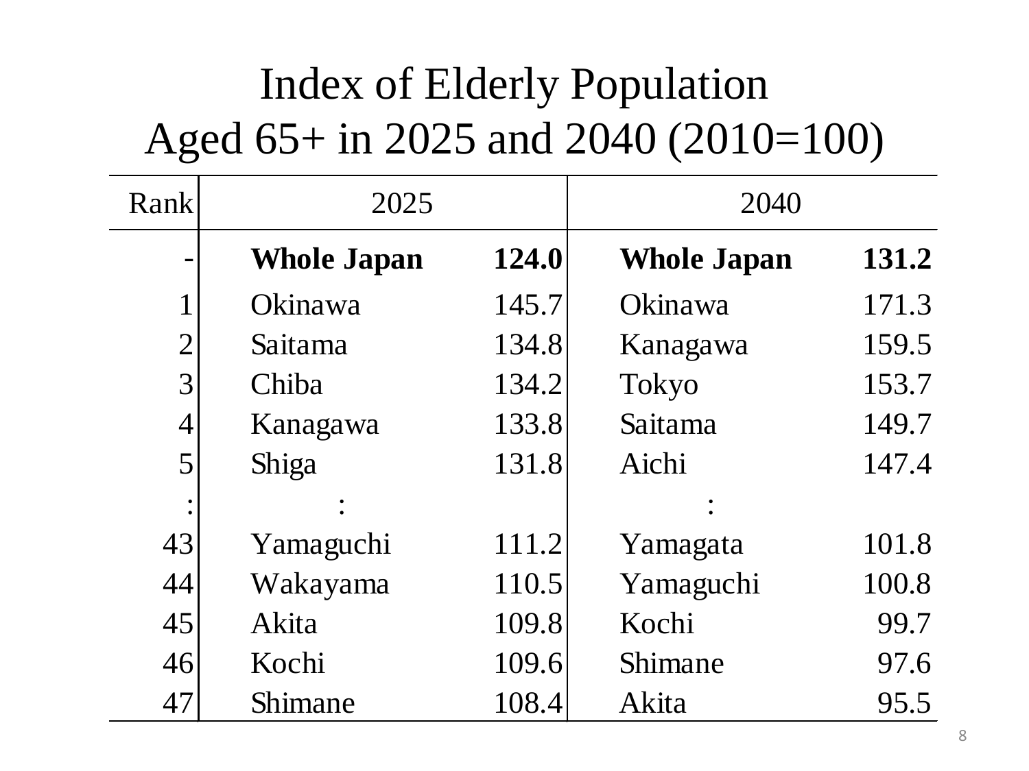# Index of Elderly Population Aged 65+ in 2025 and 2040 (2010=100)

| Rank | 2025 | | 2040 | |
|---|---|---|---|---|
| - | **Whole Japan** | **124.0** | **Whole Japan** | **131.2** |
| 1 | Okinawa | 145.7 | Okinawa | 171.3 |
| 2 | Saitama | 134.8 | Kanagawa | 159.5 |
| 3 | Chiba | 134.2 | Tokyo | 153.7 |
| 4 | Kanagawa | 133.8 | Saitama | 149.7 |
| 5 | Shiga | 131.8 | Aichi | 147.4 |
| : | : | | : | |
| 43 | Yamaguchi | 111.2 | Yamagata | 101.8 |
| 44 | Wakayama | 110.5 | Yamaguchi | 100.8 |
| 45 | Akita | 109.8 | Kochi | 99.7 |
| 46 | Kochi | 109.6 | Shimane | 97.6 |
| 47 | Shimane | 108.4 | Akita | 95.5 |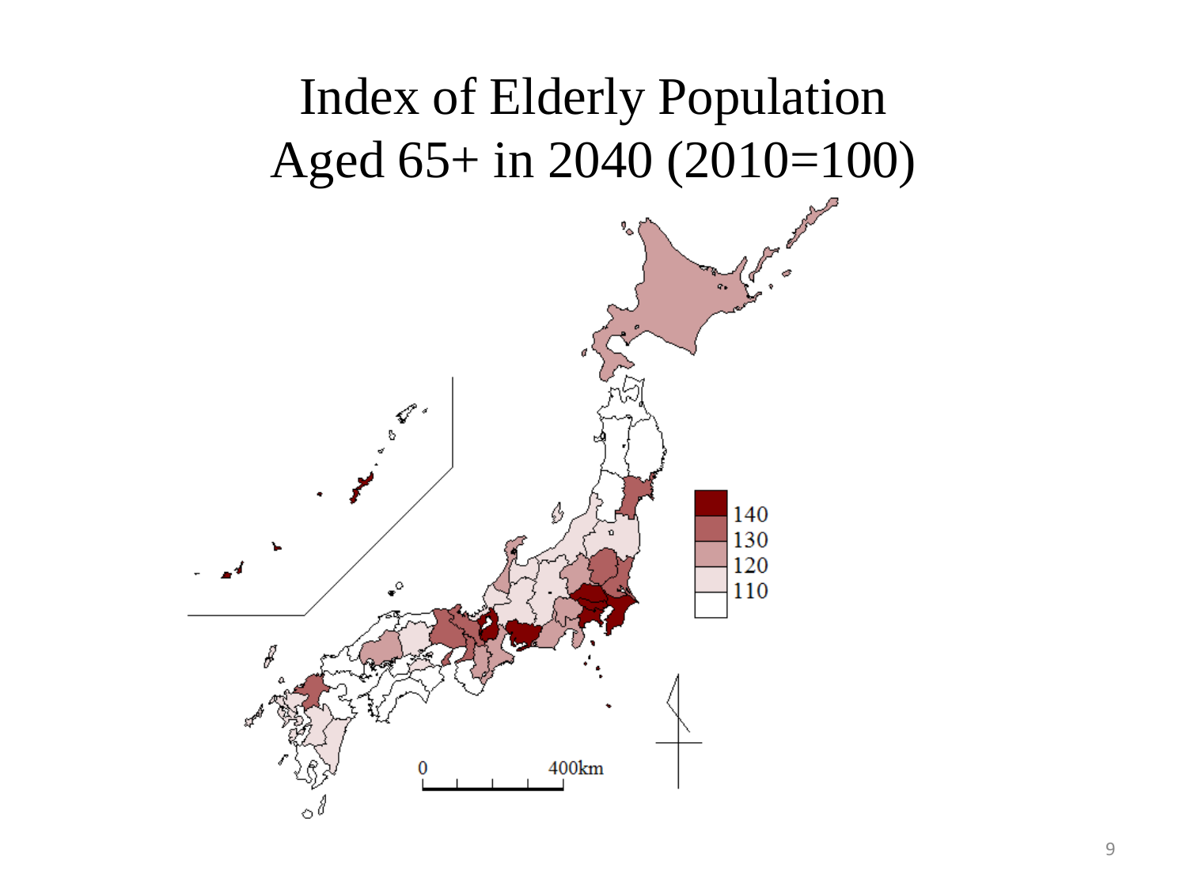# Index of Elderly Population Aged 65+ in 2040 (2010=100)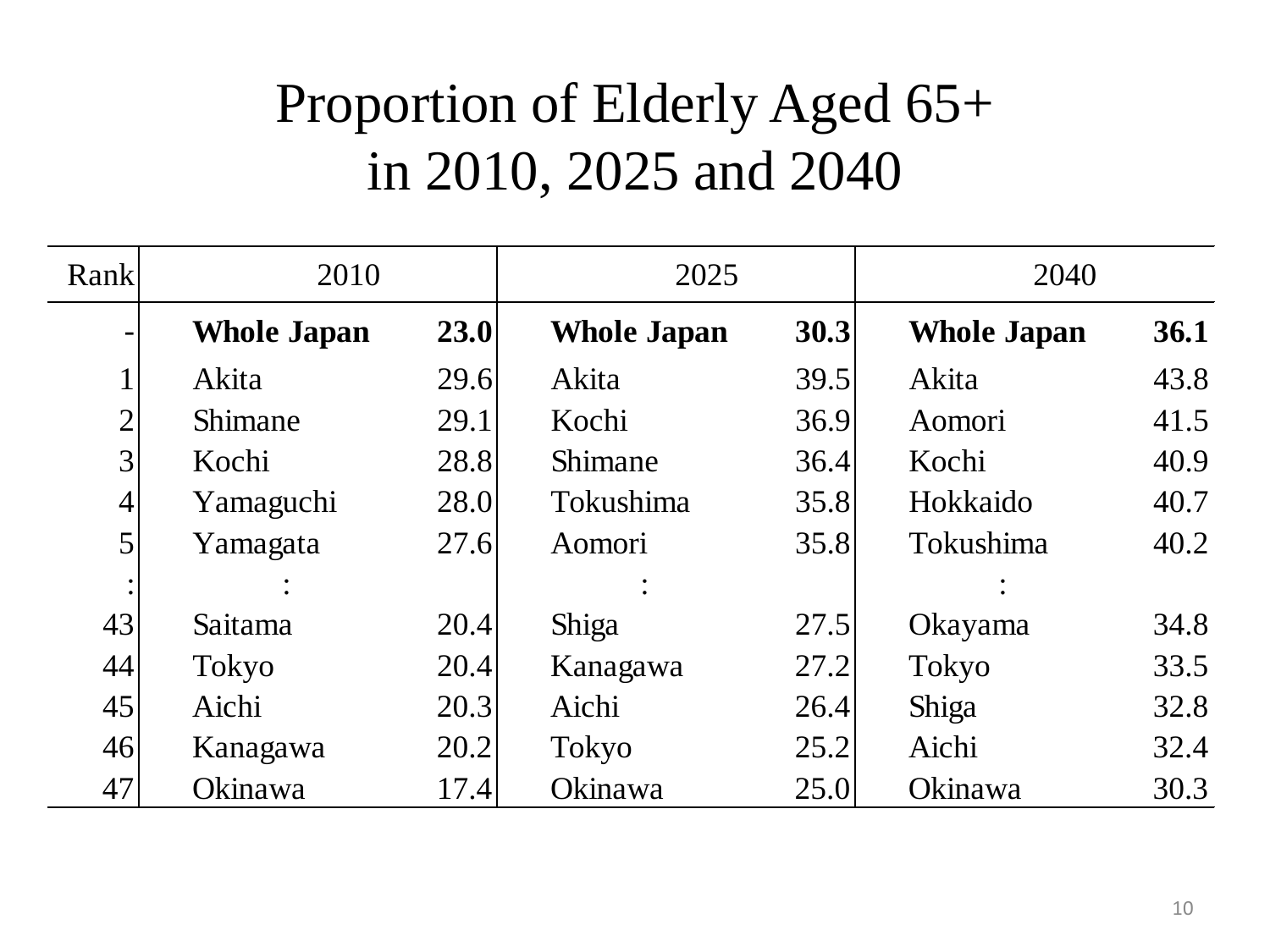# Proportion of Elderly Aged 65+ in 2010, 2025 and 2040

| Rank | 2010 | | 2025 | | 2040 | |
|---|---|---|---|---|---|---|
| - | **Whole Japan** | **23.0** | **Whole Japan** | **30.3** | **Whole Japan** | **36.1** |
| 1 | Akita | 29.6 | Akita | 39.5 | Akita | 43.8 |
| 2 | Shimane | 29.1 | Kochi | 36.9 | Aomori | 41.5 |
| 3 | Kochi | 28.8 | Shimane | 36.4 | Kochi | 40.9 |
| 4 | Yamaguchi | 28.0 | Tokushima | 35.8 | Hokkaido | 40.7 |
| 5 | Yamagata | 27.6 | Aomori | 35.8 | Tokushima | 40.2 |
| : | : | | : | | : | |
| 43 | Saitama | 20.4 | Shiga | 27.5 | Okayama | 34.8 |
| 44 | Tokyo | 20.4 | Kanagawa | 27.2 | Tokyo | 33.5 |
| 45 | Aichi | 20.3 | Aichi | 26.4 | Shiga | 32.8 |
| 46 | Kanagawa | 20.2 | Tokyo | 25.2 | Aichi | 32.4 |
| 47 | Okinawa | 17.4 | Okinawa | 25.0 | Okinawa | 30.3 |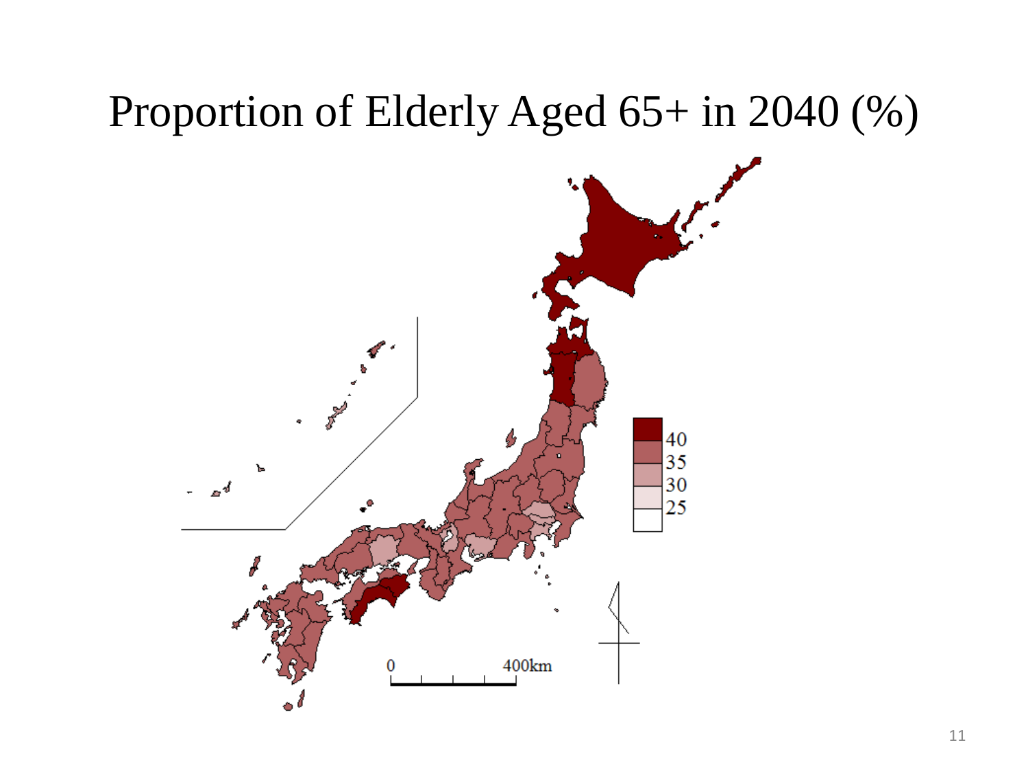# Proportion of Elderly Aged 65+ in 2040 (%)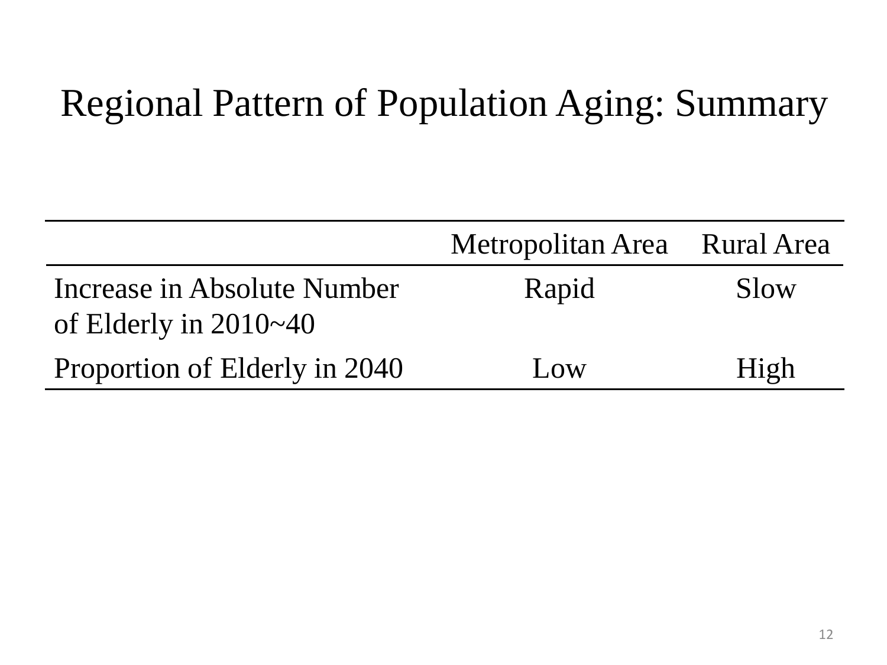# Regional Pattern of Population Aging: Summary

| | Metropolitan Area | Rural Area |
|---|---|---|
| Increase in Absolute Number of Elderly in 2010~40 | Rapid | Slow |
| Proportion of Elderly in 2040 | Low | High |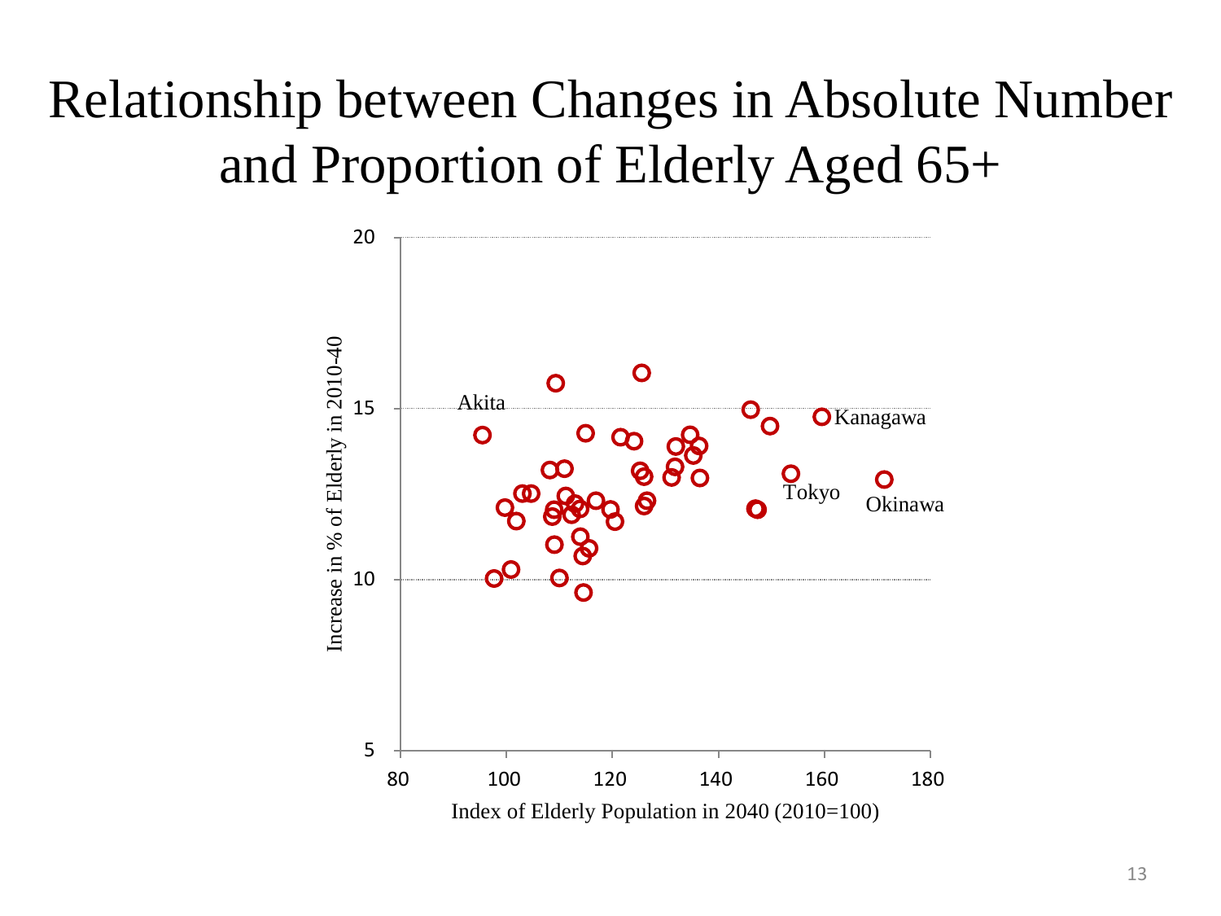# Relationship between Changes in Absolute Number and Proportion of Elderly Aged 65+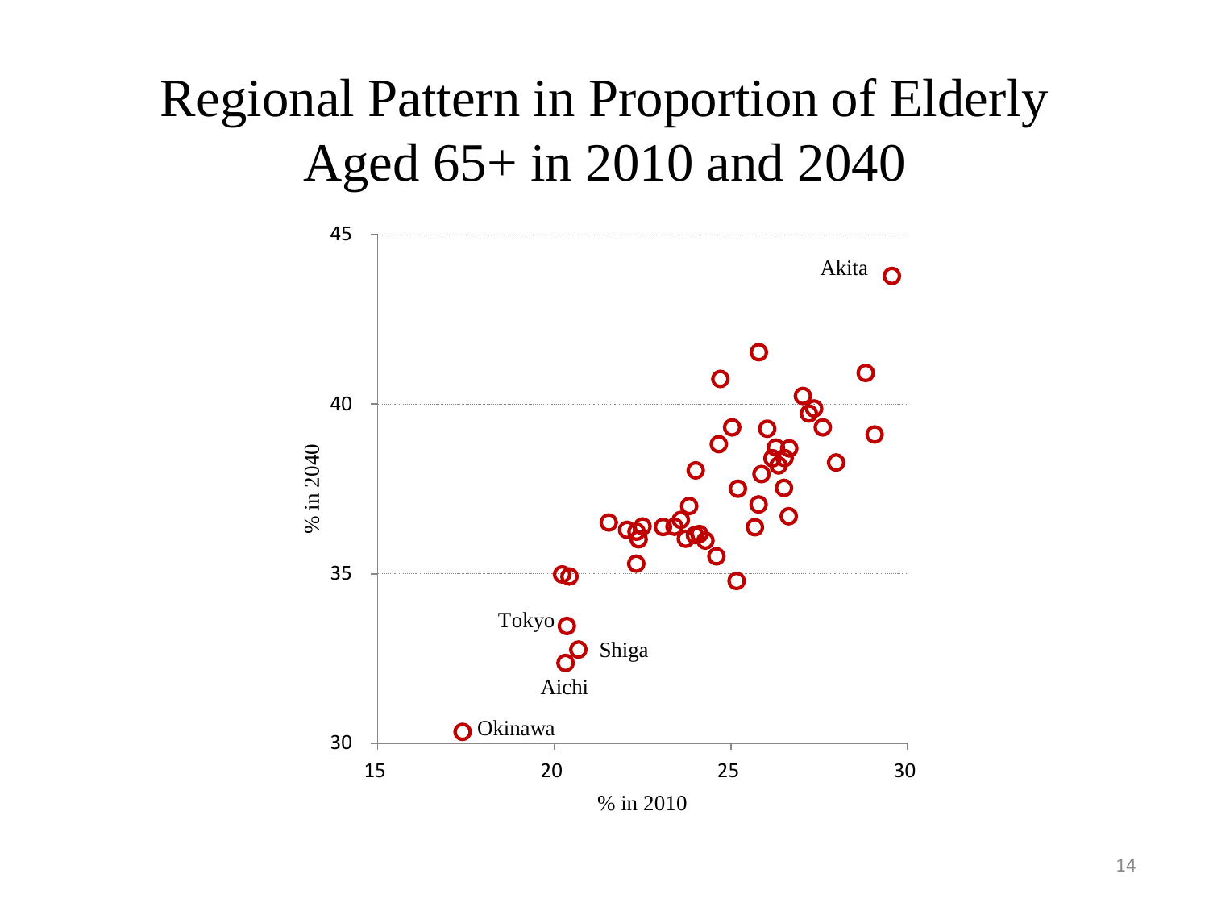# Regional Pattern in Proportion of Elderly Aged 65+ in 2010 and 2040

% in 2040

45

40

35

30

15

20

25

30

% in 2010

Akita

Tokyo

Shiga

Aichi

Okinawa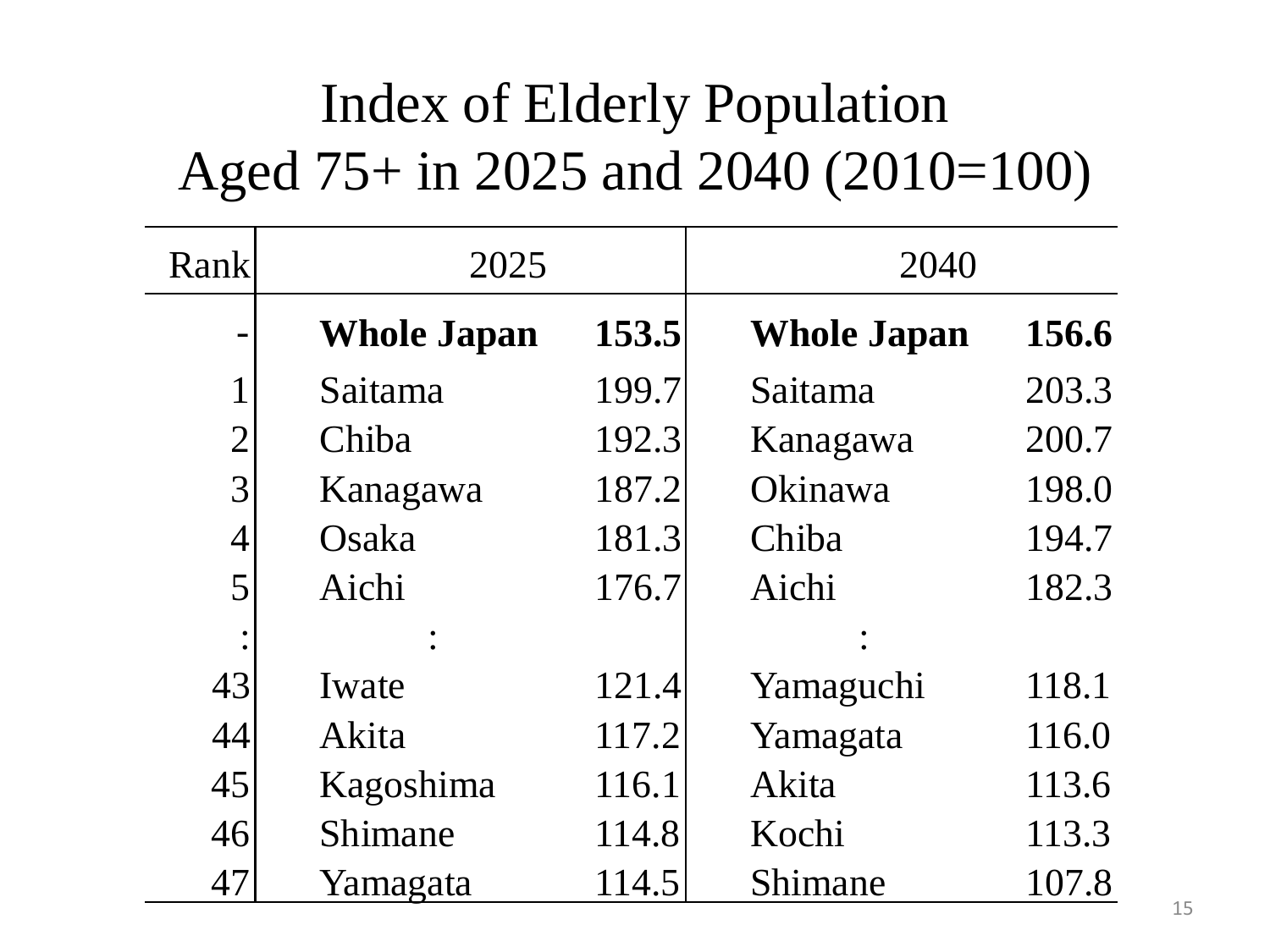# Index of Elderly Population Aged 75+ in 2025 and 2040 (2010=100)

| Rank | 2025 | | 2040 | |
|---|---|---|---|---|
| - | **Whole Japan** | **153.5** | **Whole Japan** | **156.6** |
| 1 | Saitama | 199.7 | Saitama | 203.3 |
| 2 | Chiba | 192.3 | Kanagawa | 200.7 |
| 3 | Kanagawa | 187.2 | Okinawa | 198.0 |
| 4 | Osaka | 181.3 | Chiba | 194.7 |
| 5 | Aichi | 176.7 | Aichi | 182.3 |
| : | : | | : | |
| 43 | Iwate | 121.4 | Yamaguchi | 118.1 |
| 44 | Akita | 117.2 | Yamagata | 116.0 |
| 45 | Kagoshima | 116.1 | Akita | 113.6 |
| 46 | Shimane | 114.8 | Kochi | 113.3 |
| 47 | Yamagata | 114.5 | Shimane | 107.8 |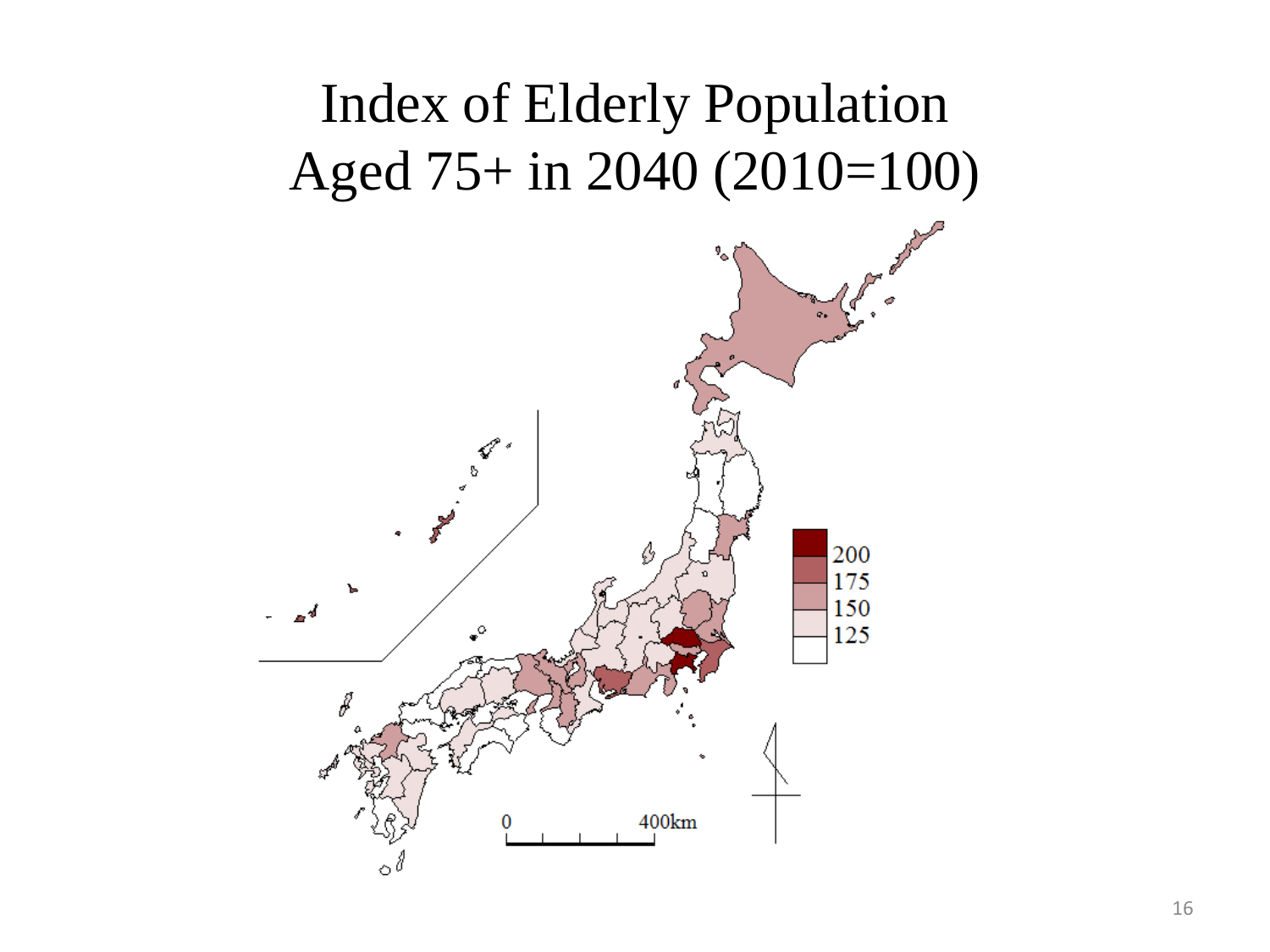# Index of Elderly Population Aged 75+ in 2040 (2010=100)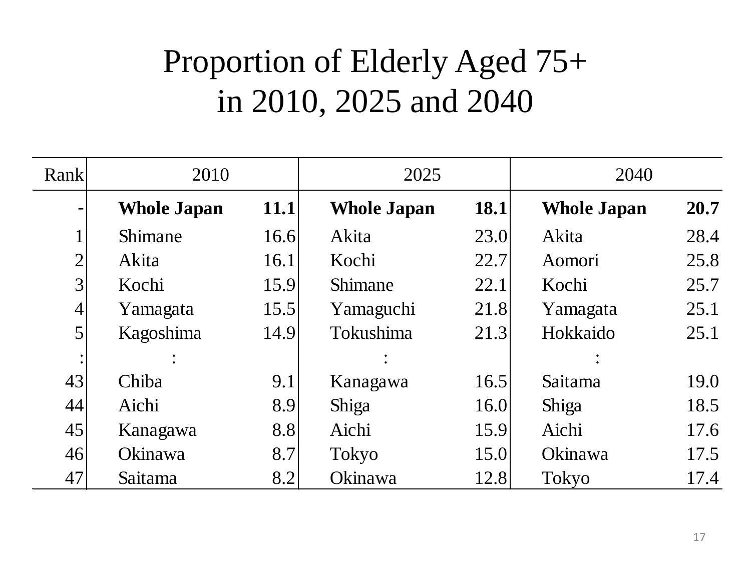# Proportion of Elderly Aged 75+ in 2010, 2025 and 2040

| Rank | 2010 | | 2025 | | 2040 | |
|---|---|---|---|---|---|---|
| - | **Whole Japan** | **11.1** | **Whole Japan** | **18.1** | **Whole Japan** | **20.7** |
| 1 | Shimane | 16.6 | Akita | 23.0 | Akita | 28.4 |
| 2 | Akita | 16.1 | Kochi | 22.7 | Aomori | 25.8 |
| 3 | Kochi | 15.9 | Shimane | 22.1 | Kochi | 25.7 |
| 4 | Yamagata | 15.5 | Yamaguchi | 21.8 | Yamagata | 25.1 |
| 5 | Kagoshima | 14.9 | Tokushima | 21.3 | Hokkaido | 25.1 |
| : | : | | : | | : | |
| 43 | Chiba | 9.1 | Kanagawa | 16.5 | Saitama | 19.0 |
| 44 | Aichi | 8.9 | Shiga | 16.0 | Shiga | 18.5 |
| 45 | Kanagawa | 8.8 | Aichi | 15.9 | Aichi | 17.6 |
| 46 | Okinawa | 8.7 | Tokyo | 15.0 | Okinawa | 17.5 |
| 47 | Saitama | 8.2 | Okinawa | 12.8 | Tokyo | 17.4 |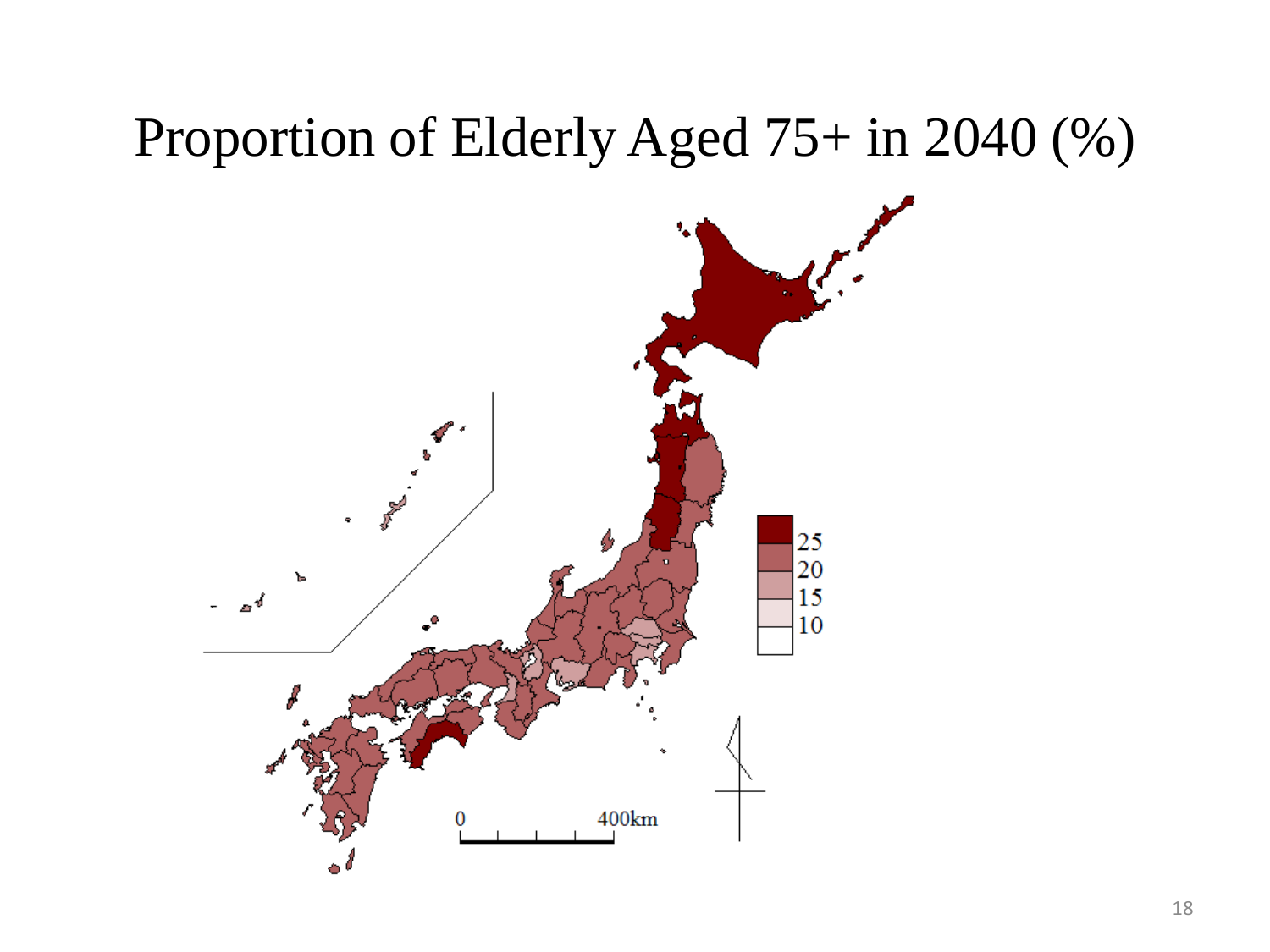# Proportion of Elderly Aged 75+ in 2040 (%)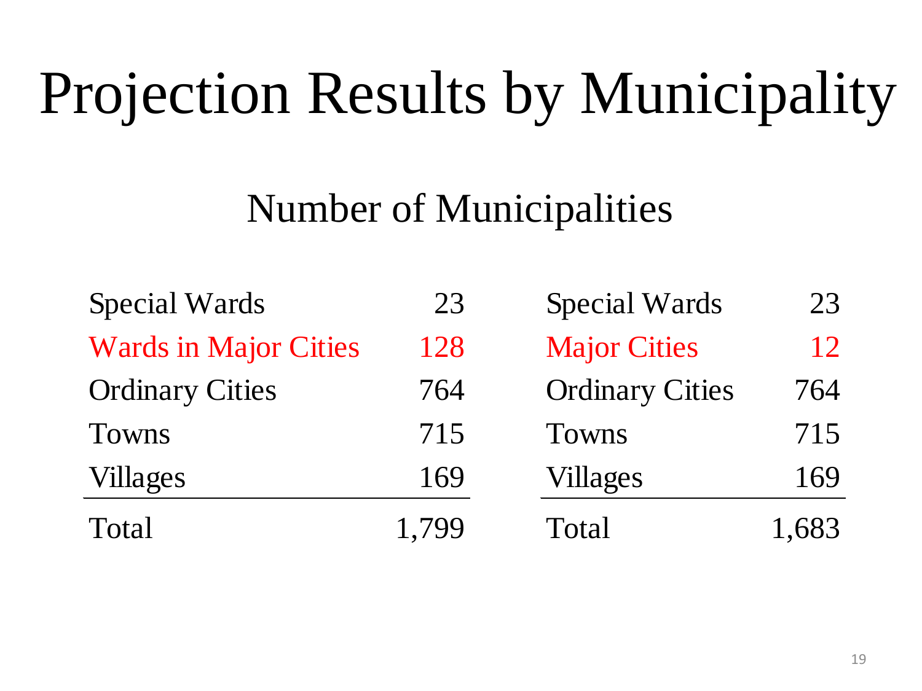# Projection Results by Municipality

## Number of Municipalities

| | |
|---|---|
| Special Wards | 23 |
| Wards in Major Cities | 128 |
| Ordinary Cities | 764 |
| Towns | 715 |
| Villages | 169 |
| Total | 1,799 |

| | |
|---|---|
| Special Wards | 23 |
| Major Cities | 12 |
| Ordinary Cities | 764 |
| Towns | 715 |
| Villages | 169 |
| Total | 1,683 |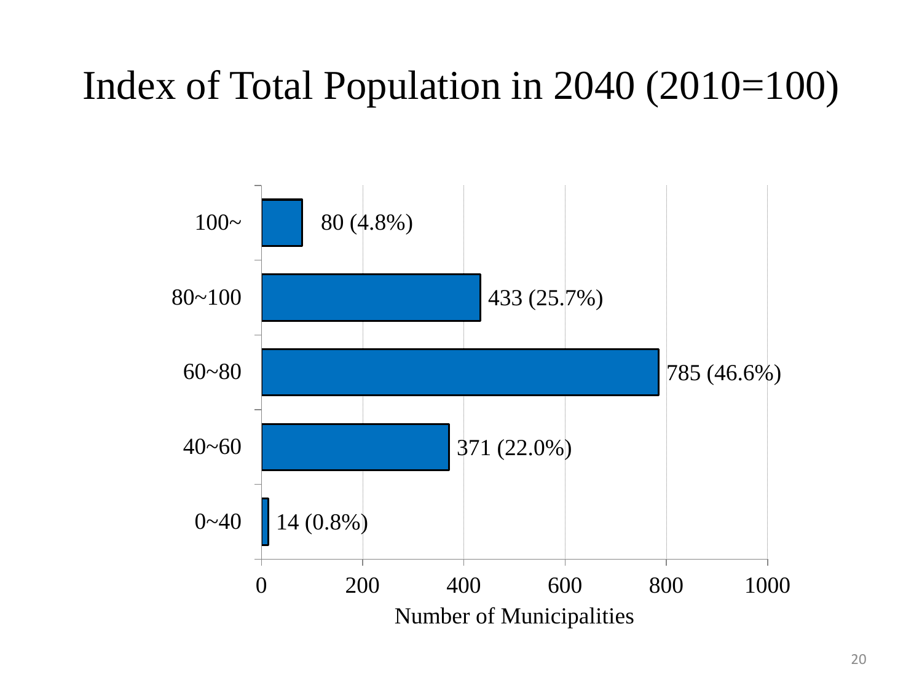# Index of Total Population in 2040 (2010=100)

| Index | Number of Municipalities |
|---|---|
| 100~ | 80 (4.8%) |
| 80~100 | 433 (25.7%) |
| 60~80 | 785 (46.6%) |
| 40~60 | 371 (22.0%) |
| 0~40 | 14 (0.8%) |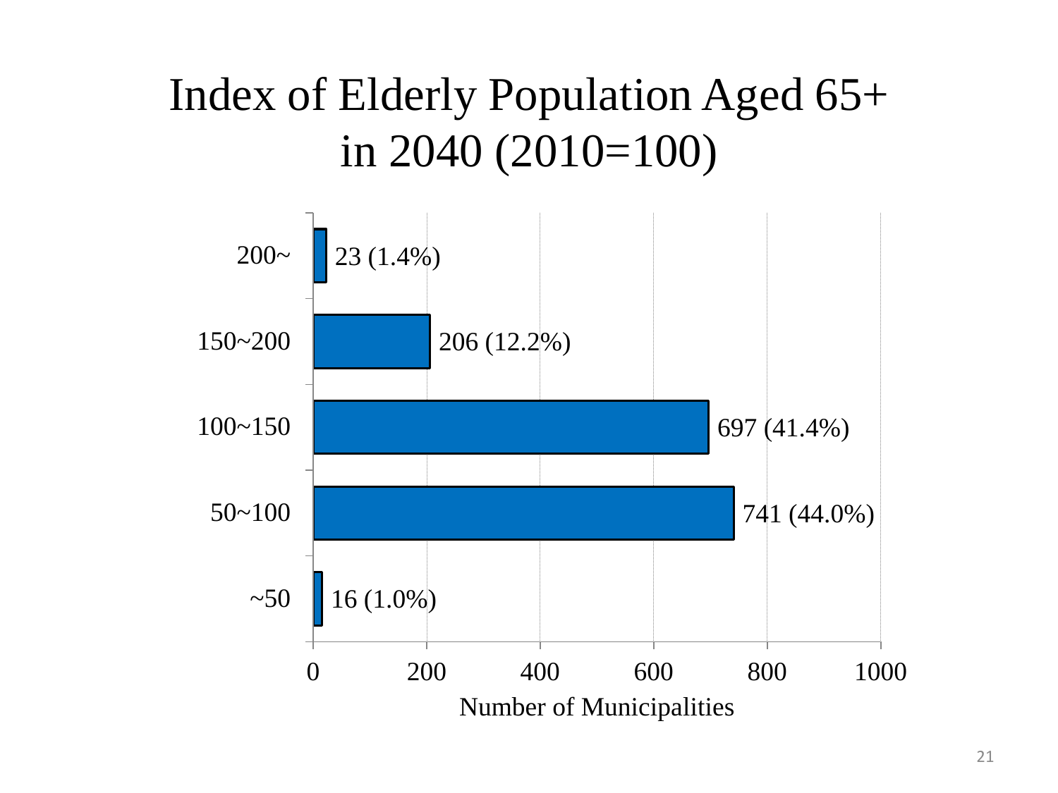# Index of Elderly Population Aged 65+ in 2040 (2010=100)

| Index | Number of Municipalities |
|---|---|
| 200~ | 23 (1.4%) |
| 150~200 | 206 (12.2%) |
| 100~150 | 697 (41.4%) |
| 50~100 | 741 (44.0%) |
| ~50 | 16 (1.0%) |

Number of Municipalities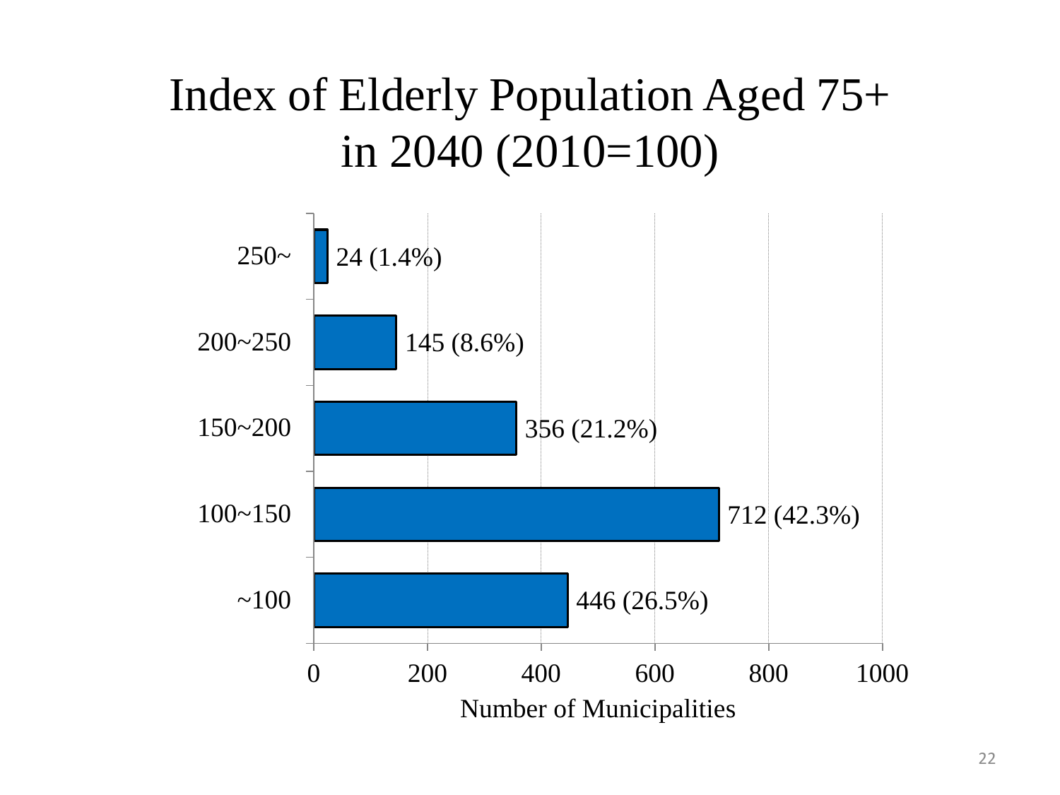# Index of Elderly Population Aged 75+ in 2040 (2010=100)

| Index | Number of Municipalities |
|---|---|
| 250~ | 24 (1.4%) |
| 200~250 | 145 (8.6%) |
| 150~200 | 356 (21.2%) |
| 100~150 | 712 (42.3%) |
| ~100 | 446 (26.5%) |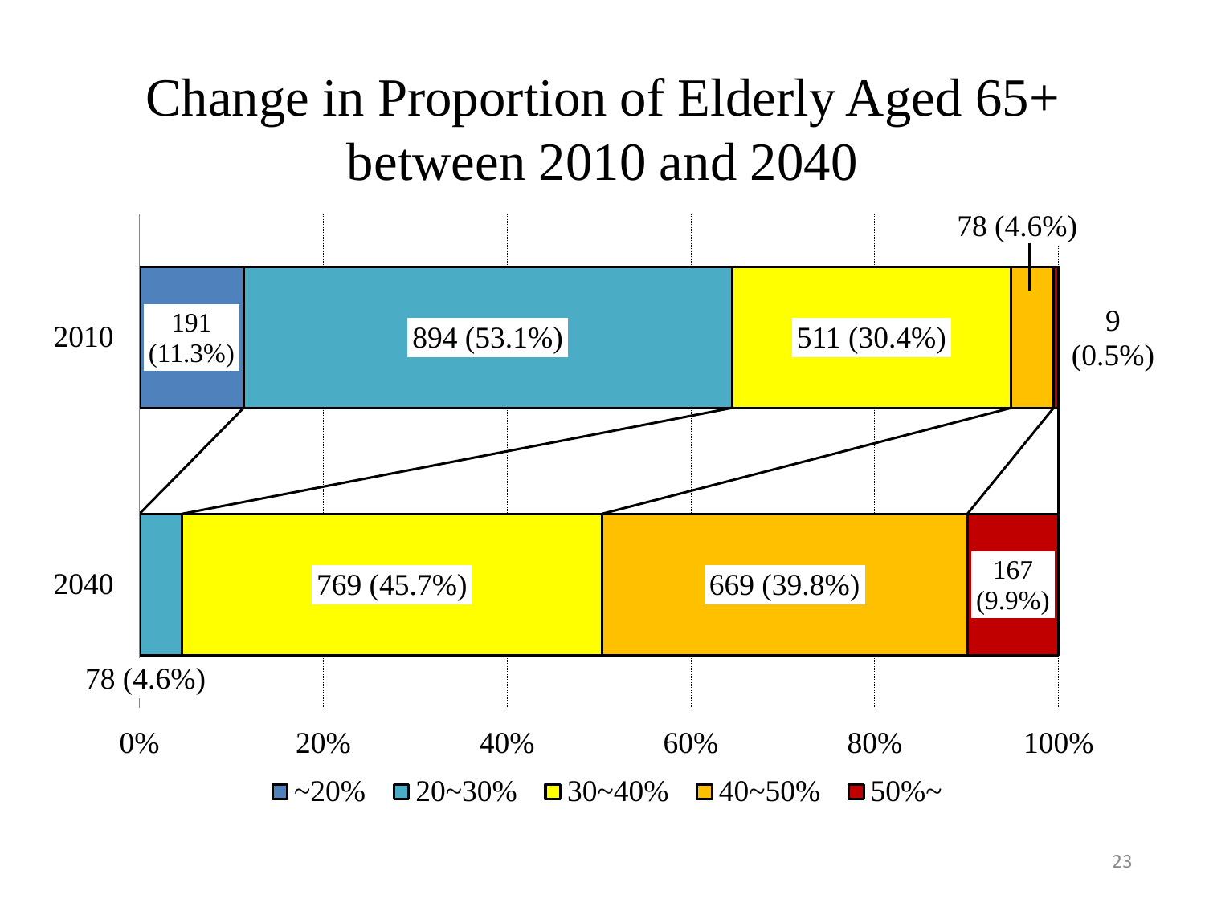# Change in Proportion of Elderly Aged 65+ between 2010 and 2040

| Year | ~20% | 20~30% | 30~40% | 40~50% | 50%~ |
|---|---|---|---|---|---|
| 2010 | 191 (11.3%) | 894 (53.1%) | 511 (30.4%) | 78 (4.6%) | 9 (0.5%) |
| 2040 | | 78 (4.6%) | 769 (45.7%) | 669 (39.8%) | 167 (9.9%) |

0% 20% 40% 60% 80% 100%

■ ~20% ■ 20~30% ■ 30~40% ■ 40~50% ■ 50%~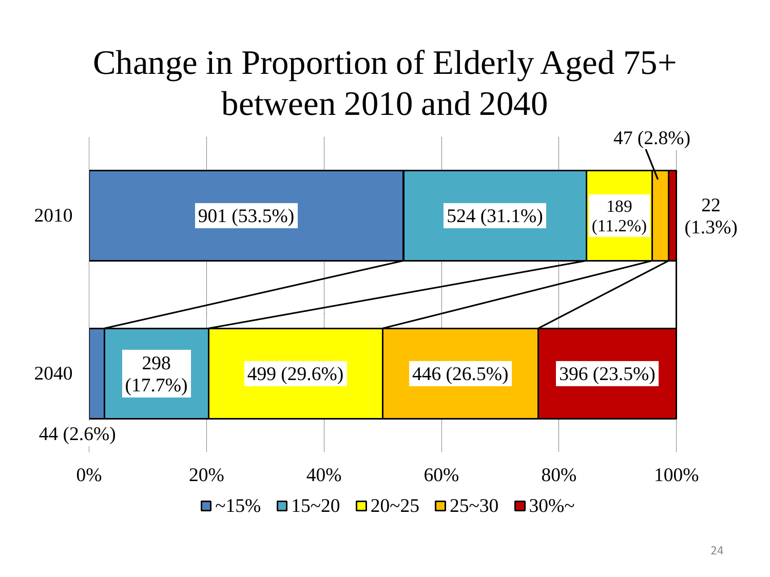# Change in Proportion of Elderly Aged 75+ between 2010 and 2040

2010

901 (53.5%)

524 (31.1%)

189 (11.2%)

47 (2.8%)

22 (1.3%)

2040

44 (2.6%)

298 (17.7%)

499 (29.6%)

446 (26.5%)

396 (23.5%)

0%
20%
40%
60%
80%
100%

~15% 15~20 20~25 25~30 30%~